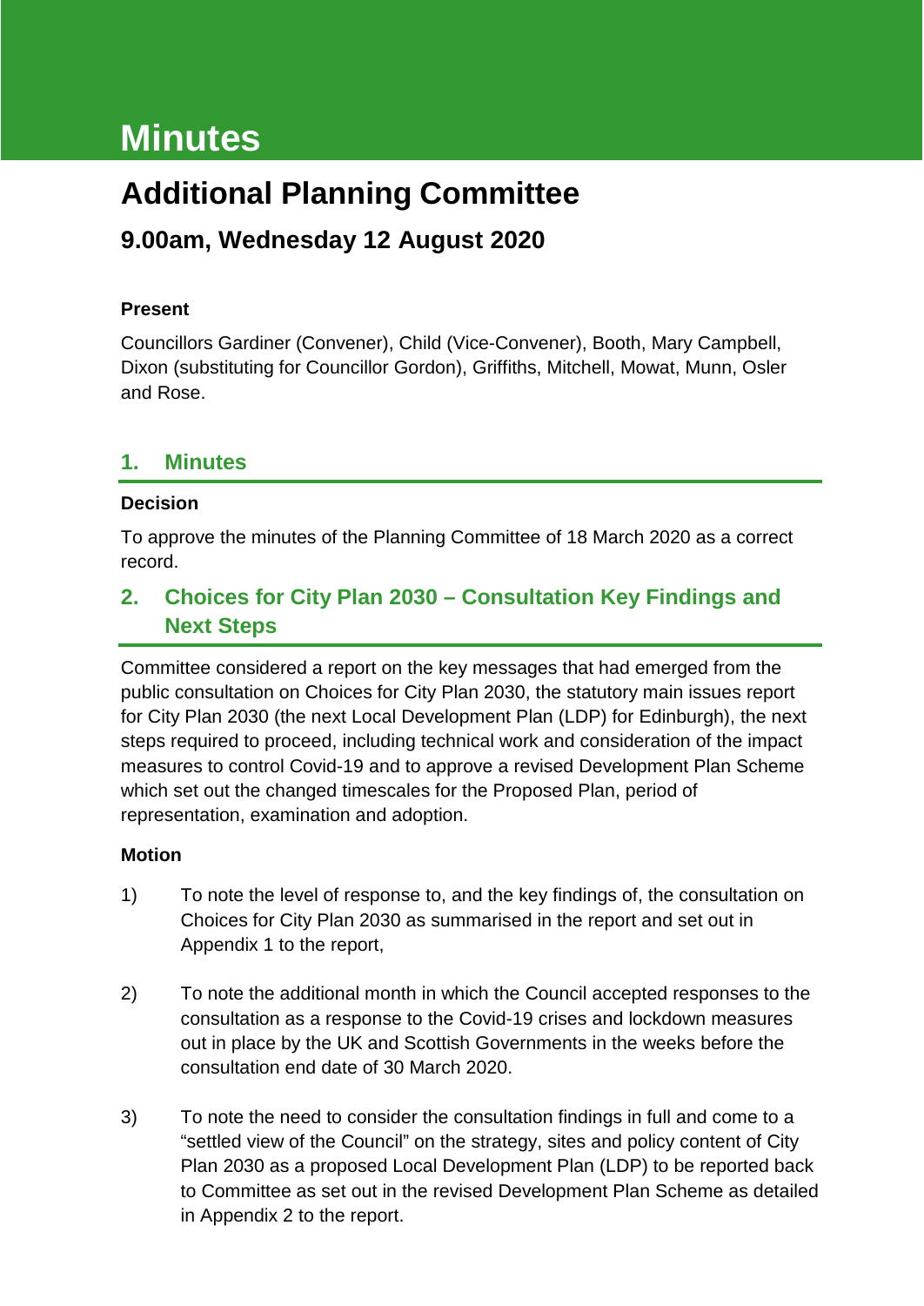# Minutes

# Additional Planning Committee

## 9.00am, Wednesday 12 August 2020

**Present**

Councillors Gardiner (Convener), Child (Vice-Convener), Booth, Mary Campbell, Dixon (substituting for Councillor Gordon), Griffiths, Mitchell, Mowat, Munn, Osler and Rose.

## 1. Minutes

**Decision**

To approve the minutes of the Planning Committee of 18 March 2020 as a correct record.

## 2. Choices for City Plan 2030 – Consultation Key Findings and Next Steps

Committee considered a report on the key messages that had emerged from the public consultation on Choices for City Plan 2030, the statutory main issues report for City Plan 2030 (the next Local Development Plan (LDP) for Edinburgh), the next steps required to proceed, including technical work and consideration of the impact measures to control Covid-19 and to approve a revised Development Plan Scheme which set out the changed timescales for the Proposed Plan, period of representation, examination and adoption.

**Motion**

1) To note the level of response to, and the key findings of, the consultation on Choices for City Plan 2030 as summarised in the report and set out in Appendix 1 to the report,

2) To note the additional month in which the Council accepted responses to the consultation as a response to the Covid-19 crises and lockdown measures out in place by the UK and Scottish Governments in the weeks before the consultation end date of 30 March 2020.

3) To note the need to consider the consultation findings in full and come to a "settled view of the Council" on the strategy, sites and policy content of City Plan 2030 as a proposed Local Development Plan (LDP) to be reported back to Committee as set out in the revised Development Plan Scheme as detailed in Appendix 2 to the report.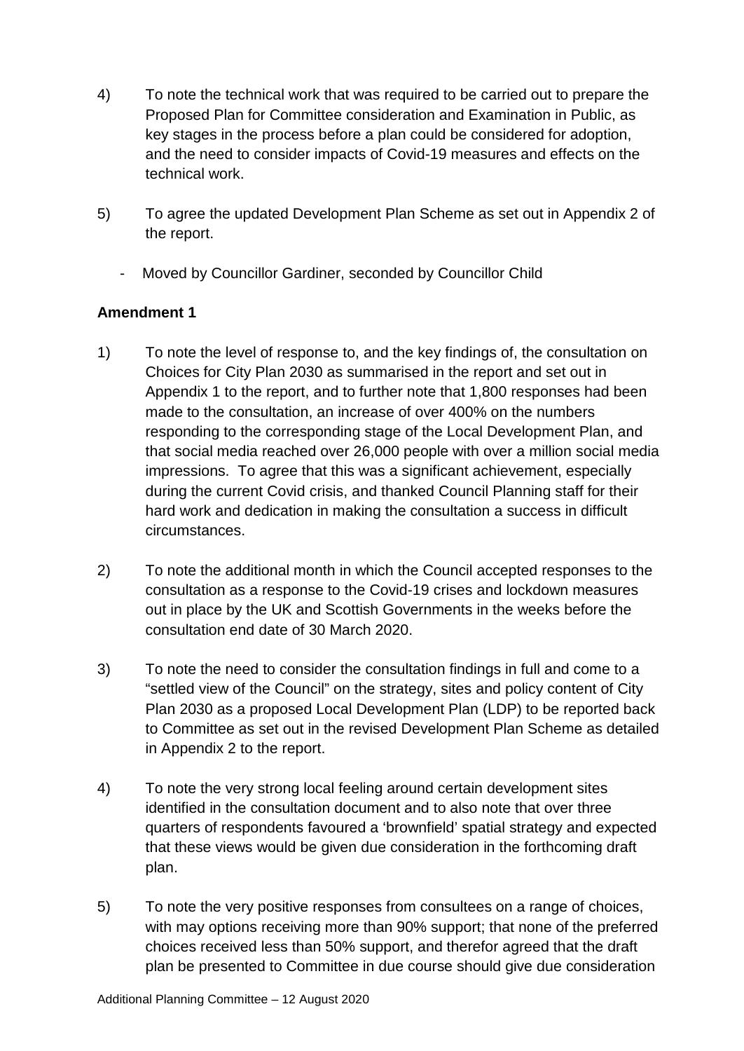4) To note the technical work that was required to be carried out to prepare the Proposed Plan for Committee consideration and Examination in Public, as key stages in the process before a plan could be considered for adoption, and the need to consider impacts of Covid-19 measures and effects on the technical work.

5) To agree the updated Development Plan Scheme as set out in Appendix 2 of the report.

- Moved by Councillor Gardiner, seconded by Councillor Child

**Amendment 1**

1) To note the level of response to, and the key findings of, the consultation on Choices for City Plan 2030 as summarised in the report and set out in Appendix 1 to the report, and to further note that 1,800 responses had been made to the consultation, an increase of over 400% on the numbers responding to the corresponding stage of the Local Development Plan, and that social media reached over 26,000 people with over a million social media impressions. To agree that this was a significant achievement, especially during the current Covid crisis, and thanked Council Planning staff for their hard work and dedication in making the consultation a success in difficult circumstances.

2) To note the additional month in which the Council accepted responses to the consultation as a response to the Covid-19 crises and lockdown measures out in place by the UK and Scottish Governments in the weeks before the consultation end date of 30 March 2020.

3) To note the need to consider the consultation findings in full and come to a "settled view of the Council" on the strategy, sites and policy content of City Plan 2030 as a proposed Local Development Plan (LDP) to be reported back to Committee as set out in the revised Development Plan Scheme as detailed in Appendix 2 to the report.

4) To note the very strong local feeling around certain development sites identified in the consultation document and to also note that over three quarters of respondents favoured a 'brownfield' spatial strategy and expected that these views would be given due consideration in the forthcoming draft plan.

5) To note the very positive responses from consultees on a range of choices, with may options receiving more than 90% support; that none of the preferred choices received less than 50% support, and therefor agreed that the draft plan be presented to Committee in due course should give due consideration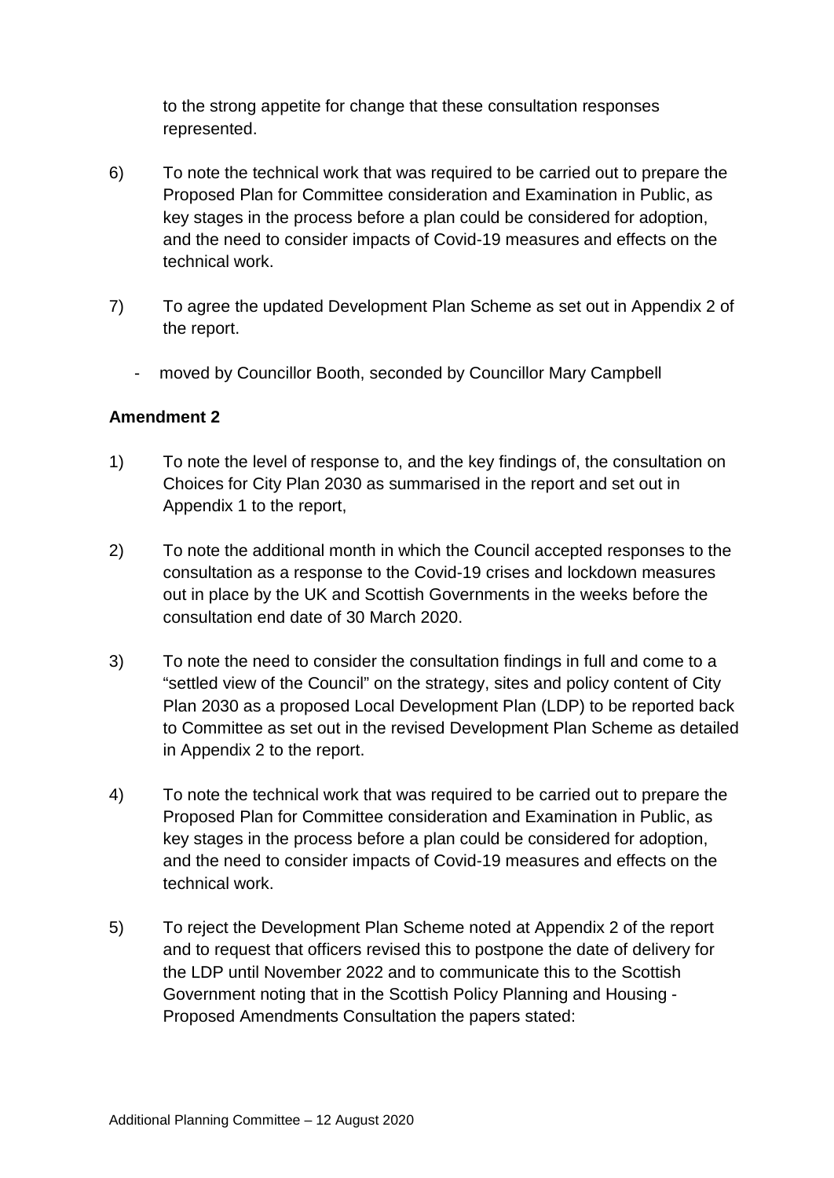to the strong appetite for change that these consultation responses represented.

6) To note the technical work that was required to be carried out to prepare the Proposed Plan for Committee consideration and Examination in Public, as key stages in the process before a plan could be considered for adoption, and the need to consider impacts of Covid-19 measures and effects on the technical work.

7) To agree the updated Development Plan Scheme as set out in Appendix 2 of the report.

- moved by Councillor Booth, seconded by Councillor Mary Campbell

**Amendment 2**

1) To note the level of response to, and the key findings of, the consultation on Choices for City Plan 2030 as summarised in the report and set out in Appendix 1 to the report,

2) To note the additional month in which the Council accepted responses to the consultation as a response to the Covid-19 crises and lockdown measures out in place by the UK and Scottish Governments in the weeks before the consultation end date of 30 March 2020.

3) To note the need to consider the consultation findings in full and come to a "settled view of the Council" on the strategy, sites and policy content of City Plan 2030 as a proposed Local Development Plan (LDP) to be reported back to Committee as set out in the revised Development Plan Scheme as detailed in Appendix 2 to the report.

4) To note the technical work that was required to be carried out to prepare the Proposed Plan for Committee consideration and Examination in Public, as key stages in the process before a plan could be considered for adoption, and the need to consider impacts of Covid-19 measures and effects on the technical work.

5) To reject the Development Plan Scheme noted at Appendix 2 of the report and to request that officers revised this to postpone the date of delivery for the LDP until November 2022 and to communicate this to the Scottish Government noting that in the Scottish Policy Planning and Housing - Proposed Amendments Consultation the papers stated: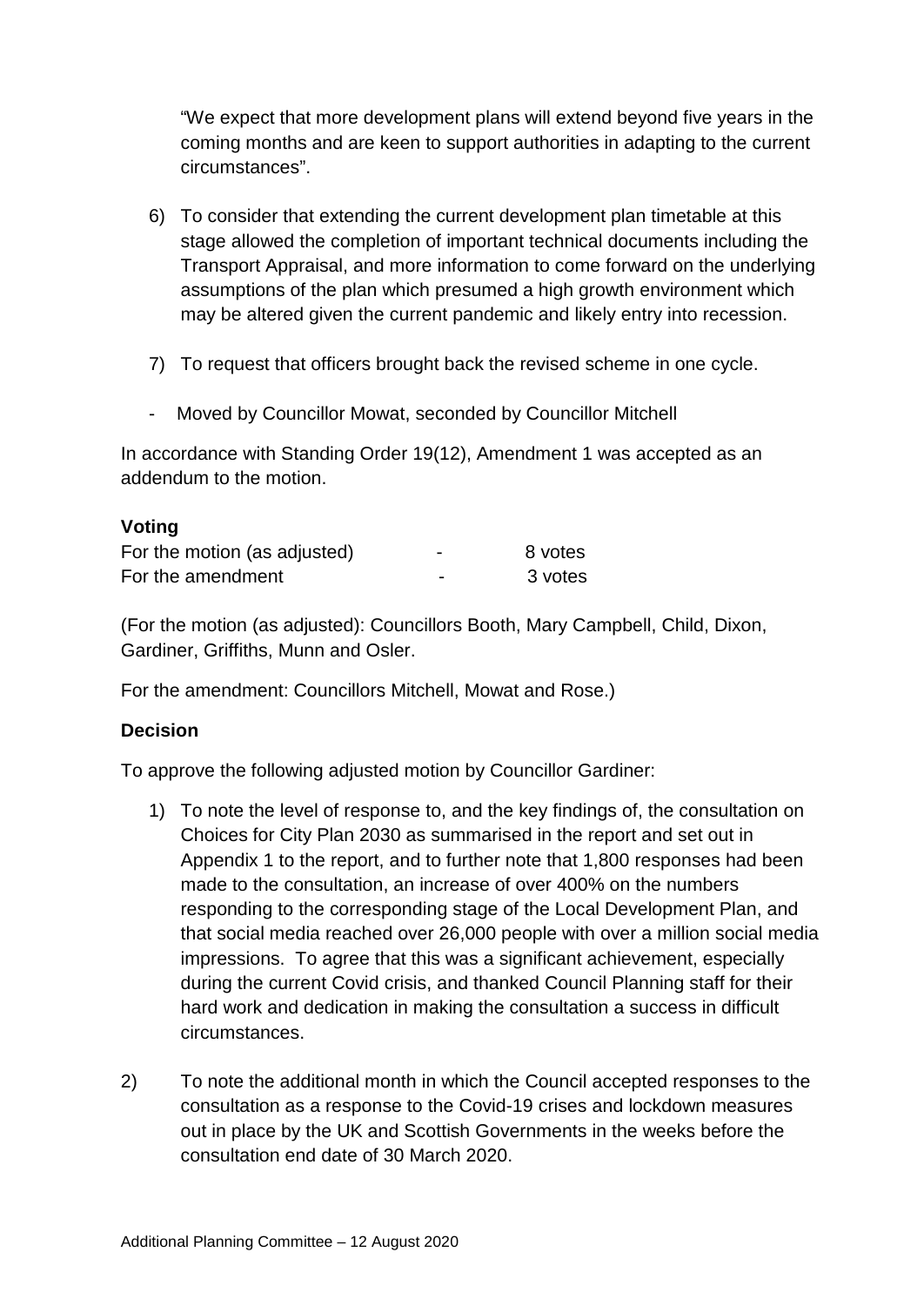"We expect that more development plans will extend beyond five years in the coming months and are keen to support authorities in adapting to the current circumstances".

6) To consider that extending the current development plan timetable at this stage allowed the completion of important technical documents including the Transport Appraisal, and more information to come forward on the underlying assumptions of the plan which presumed a high growth environment which may be altered given the current pandemic and likely entry into recession.

7) To request that officers brought back the revised scheme in one cycle.

- Moved by Councillor Mowat, seconded by Councillor Mitchell

In accordance with Standing Order 19(12), Amendment 1 was accepted as an addendum to the motion.

**Voting**

| | | |
|---|---|---|
| For the motion (as adjusted) | - | 8 votes |
| For the amendment | - | 3 votes |

(For the motion (as adjusted): Councillors Booth, Mary Campbell, Child, Dixon, Gardiner, Griffiths, Munn and Osler.

For the amendment: Councillors Mitchell, Mowat and Rose.)

**Decision**

To approve the following adjusted motion by Councillor Gardiner:

1) To note the level of response to, and the key findings of, the consultation on Choices for City Plan 2030 as summarised in the report and set out in Appendix 1 to the report, and to further note that 1,800 responses had been made to the consultation, an increase of over 400% on the numbers responding to the corresponding stage of the Local Development Plan, and that social media reached over 26,000 people with over a million social media impressions. To agree that this was a significant achievement, especially during the current Covid crisis, and thanked Council Planning staff for their hard work and dedication in making the consultation a success in difficult circumstances.

2) To note the additional month in which the Council accepted responses to the consultation as a response to the Covid-19 crises and lockdown measures out in place by the UK and Scottish Governments in the weeks before the consultation end date of 30 March 2020.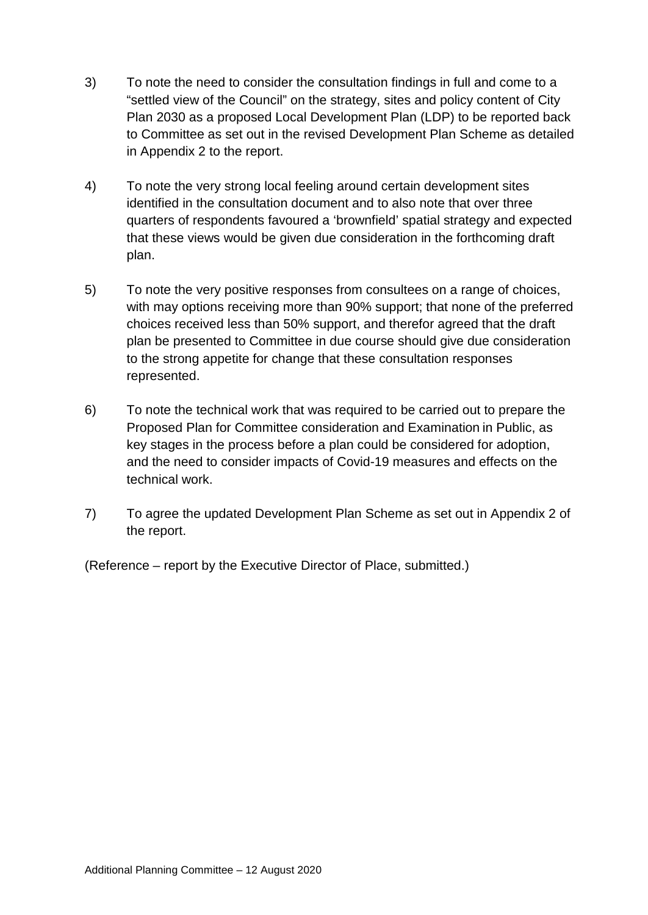3) To note the need to consider the consultation findings in full and come to a "settled view of the Council" on the strategy, sites and policy content of City Plan 2030 as a proposed Local Development Plan (LDP) to be reported back to Committee as set out in the revised Development Plan Scheme as detailed in Appendix 2 to the report.

4) To note the very strong local feeling around certain development sites identified in the consultation document and to also note that over three quarters of respondents favoured a 'brownfield' spatial strategy and expected that these views would be given due consideration in the forthcoming draft plan.

5) To note the very positive responses from consultees on a range of choices, with may options receiving more than 90% support; that none of the preferred choices received less than 50% support, and therefor agreed that the draft plan be presented to Committee in due course should give due consideration to the strong appetite for change that these consultation responses represented.

6) To note the technical work that was required to be carried out to prepare the Proposed Plan for Committee consideration and Examination in Public, as key stages in the process before a plan could be considered for adoption, and the need to consider impacts of Covid-19 measures and effects on the technical work.

7) To agree the updated Development Plan Scheme as set out in Appendix 2 of the report.

(Reference – report by the Executive Director of Place, submitted.)